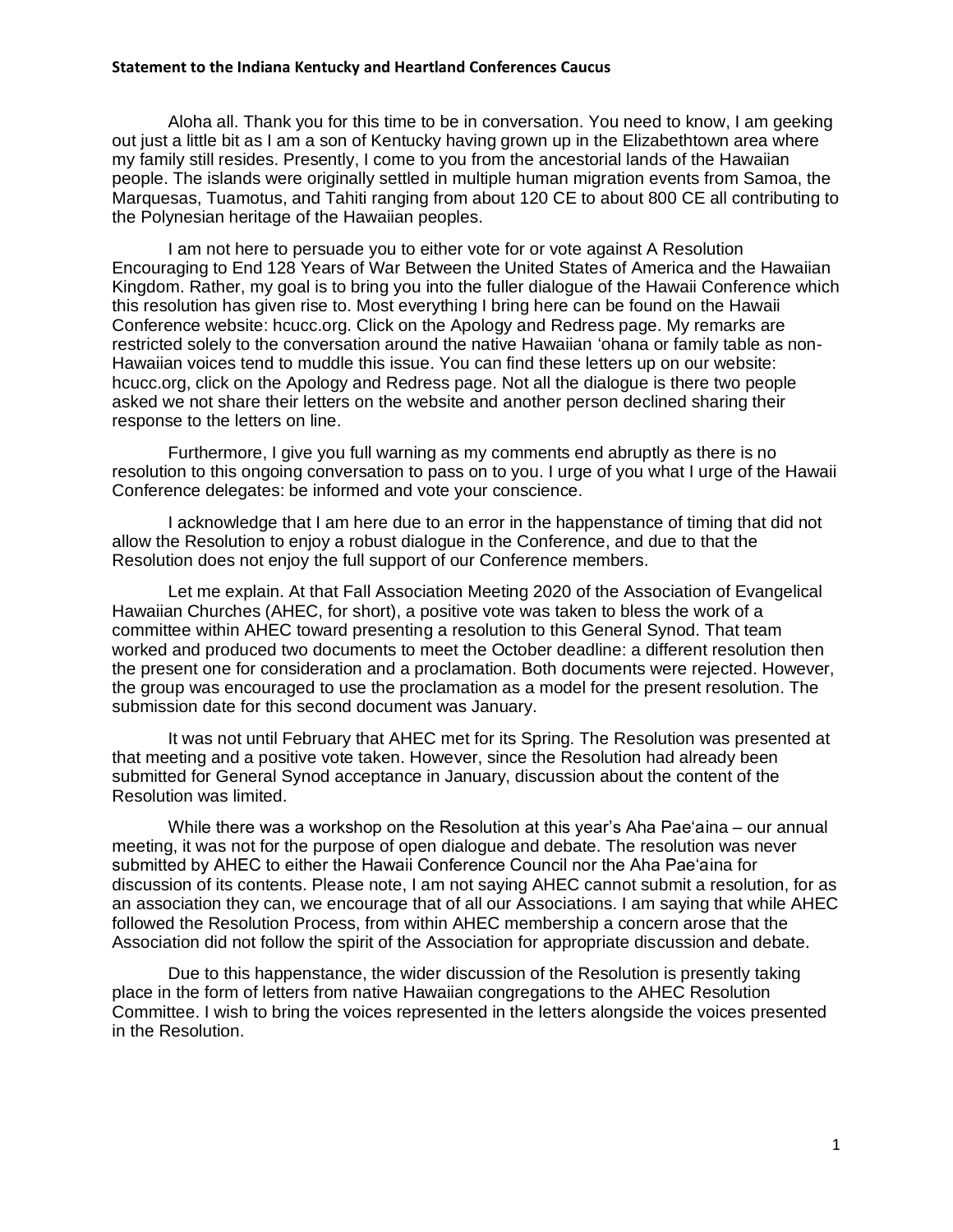# Statement to the Indiana Kentucky and Heartland Conferences Caucus

Aloha all. Thank you for this time to be in conversation. You need to know, I am geeking out just a little bit as I am a son of Kentucky having grown up in the Elizabethtown area where my family still resides. Presently, I come to you from the ancestorial lands of the Hawaiian people. The islands were originally settled in multiple human migration events from Samoa, the Marquesas, Tuamotus, and Tahiti ranging from about 120 CE to about 800 CE all contributing to the Polynesian heritage of the Hawaiian peoples.

I am not here to persuade you to either vote for or vote against A Resolution Encouraging to End 128 Years of War Between the United States of America and the Hawaiian Kingdom. Rather, my goal is to bring you into the fuller dialogue of the Hawaii Conference which this resolution has given rise to. Most everything I bring here can be found on the Hawaii Conference website: hcucc.org. Click on the Apology and Redress page. My remarks are restricted solely to the conversation around the native Hawaiian ʻohana or family table as non-Hawaiian voices tend to muddle this issue. You can find these letters up on our website: hcucc.org, click on the Apology and Redress page. Not all the dialogue is there two people asked we not share their letters on the website and another person declined sharing their response to the letters on line.

Furthermore, I give you full warning as my comments end abruptly as there is no resolution to this ongoing conversation to pass on to you. I urge of you what I urge of the Hawaii Conference delegates: be informed and vote your conscience.

I acknowledge that I am here due to an error in the happenstance of timing that did not allow the Resolution to enjoy a robust dialogue in the Conference, and due to that the Resolution does not enjoy the full support of our Conference members.

Let me explain. At that Fall Association Meeting 2020 of the Association of Evangelical Hawaiian Churches (AHEC, for short), a positive vote was taken to bless the work of a committee within AHEC toward presenting a resolution to this General Synod. That team worked and produced two documents to meet the October deadline: a different resolution then the present one for consideration and a proclamation. Both documents were rejected. However, the group was encouraged to use the proclamation as a model for the present resolution. The submission date for this second document was January.

It was not until February that AHEC met for its Spring. The Resolution was presented at that meeting and a positive vote taken. However, since the Resolution had already been submitted for General Synod acceptance in January, discussion about the content of the Resolution was limited.

While there was a workshop on the Resolution at this year's Aha Paeʻaina – our annual meeting, it was not for the purpose of open dialogue and debate. The resolution was never submitted by AHEC to either the Hawaii Conference Council nor the Aha Paeʻaina for discussion of its contents. Please note, I am not saying AHEC cannot submit a resolution, for as an association they can, we encourage that of all our Associations. I am saying that while AHEC followed the Resolution Process, from within AHEC membership a concern arose that the Association did not follow the spirit of the Association for appropriate discussion and debate.

Due to this happenstance, the wider discussion of the Resolution is presently taking place in the form of letters from native Hawaiian congregations to the AHEC Resolution Committee. I wish to bring the voices represented in the letters alongside the voices presented in the Resolution.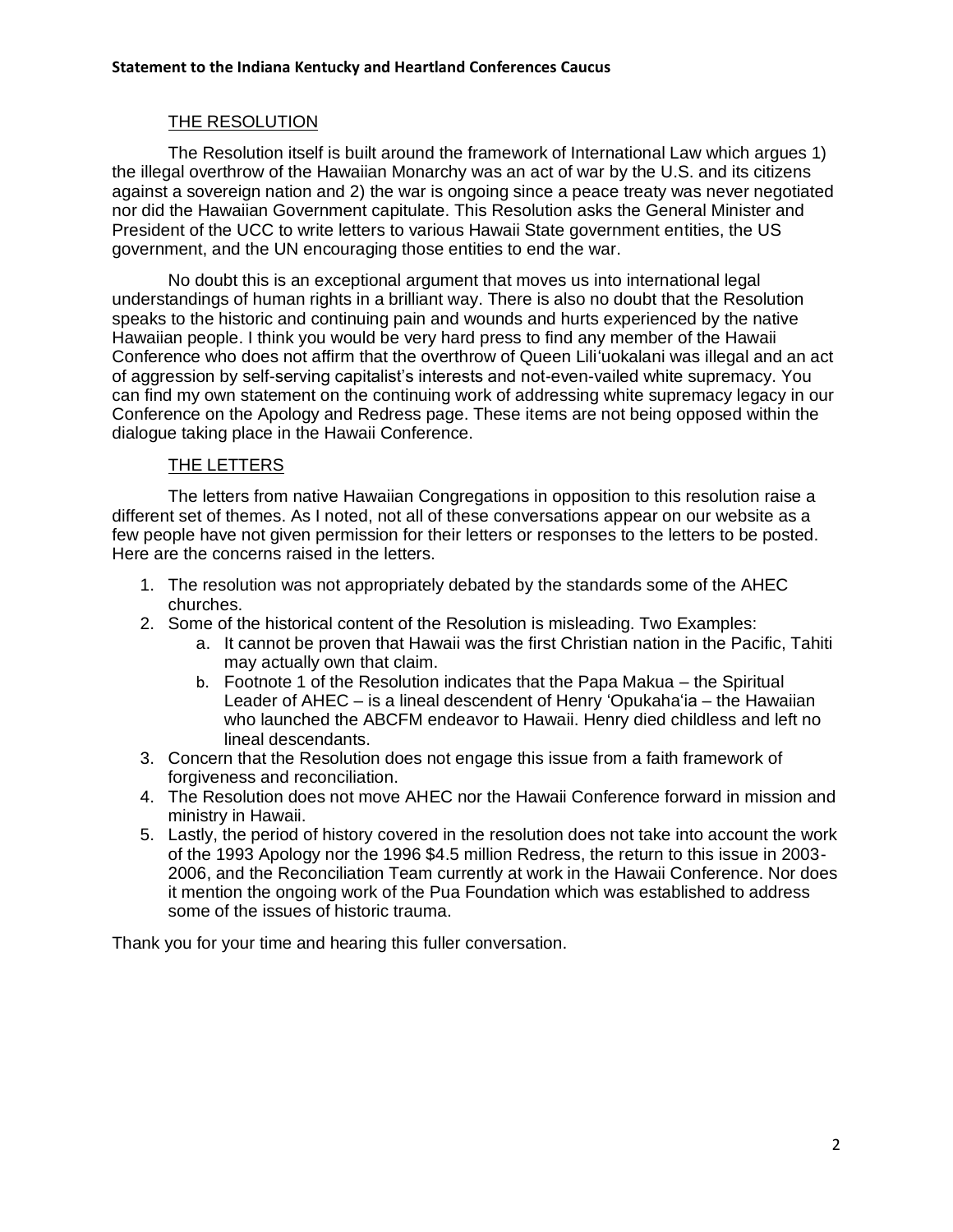## Statement to the Indiana Kentucky and Heartland Conferences Caucus

### THE RESOLUTION

The Resolution itself is built around the framework of International Law which argues 1) the illegal overthrow of the Hawaiian Monarchy was an act of war by the U.S. and its citizens against a sovereign nation and 2) the war is ongoing since a peace treaty was never negotiated nor did the Hawaiian Government capitulate. This Resolution asks the General Minister and President of the UCC to write letters to various Hawaii State government entities, the US government, and the UN encouraging those entities to end the war.

No doubt this is an exceptional argument that moves us into international legal understandings of human rights in a brilliant way. There is also no doubt that the Resolution speaks to the historic and continuing pain and wounds and hurts experienced by the native Hawaiian people. I think you would be very hard press to find any member of the Hawaii Conference who does not affirm that the overthrow of Queen Liliʻuokalani was illegal and an act of aggression by self-serving capitalist's interests and not-even-vailed white supremacy. You can find my own statement on the continuing work of addressing white supremacy legacy in our Conference on the Apology and Redress page. These items are not being opposed within the dialogue taking place in the Hawaii Conference.

### THE LETTERS

The letters from native Hawaiian Congregations in opposition to this resolution raise a different set of themes. As I noted, not all of these conversations appear on our website as a few people have not given permission for their letters or responses to the letters to be posted. Here are the concerns raised in the letters.

1. The resolution was not appropriately debated by the standards some of the AHEC churches.
2. Some of the historical content of the Resolution is misleading. Two Examples:
   a. It cannot be proven that Hawaii was the first Christian nation in the Pacific, Tahiti may actually own that claim.
   b. Footnote 1 of the Resolution indicates that the Papa Makua – the Spiritual Leader of AHEC – is a lineal descendent of Henry ʻOpukahaʻia – the Hawaiian who launched the ABCFM endeavor to Hawaii. Henry died childless and left no lineal descendants.
3. Concern that the Resolution does not engage this issue from a faith framework of forgiveness and reconciliation.
4. The Resolution does not move AHEC nor the Hawaii Conference forward in mission and ministry in Hawaii.
5. Lastly, the period of history covered in the resolution does not take into account the work of the 1993 Apology nor the 1996 $4.5 million Redress, the return to this issue in 2003-2006, and the Reconciliation Team currently at work in the Hawaii Conference. Nor does it mention the ongoing work of the Pua Foundation which was established to address some of the issues of historic trauma.

Thank you for your time and hearing this fuller conversation.